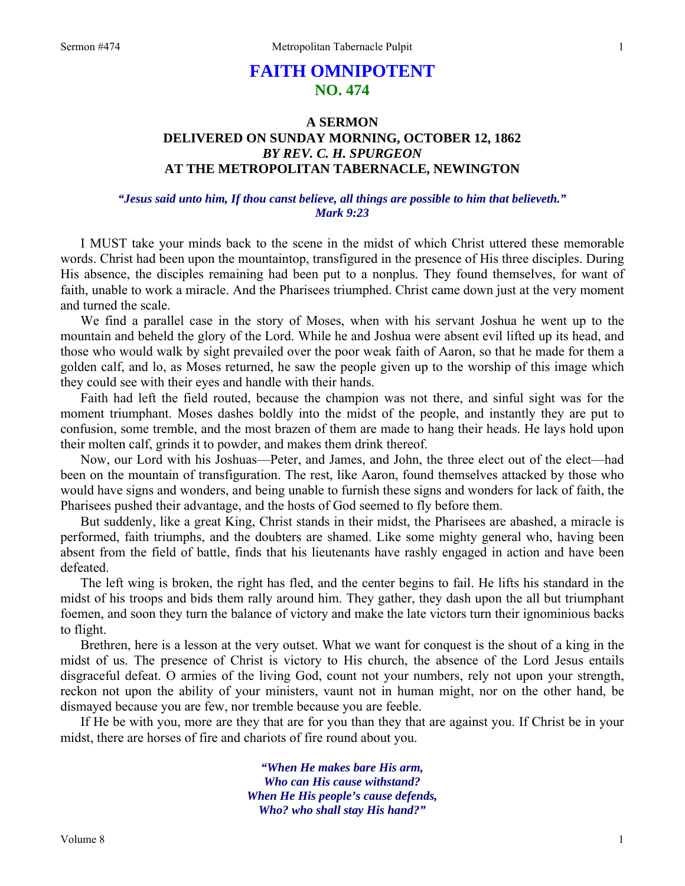# FAITH OMNIPOTENT

## NO. 474

### A SERMON
### DELIVERED ON SUNDAY MORNING, OCTOBER 12, 1862
### *BY REV. C. H. SPURGEON*
### AT THE METROPOLITAN TABERNACLE, NEWINGTON

*"Jesus said unto him, If thou canst believe, all things are possible to him that believeth."*
*Mark 9:23*

I MUST take your minds back to the scene in the midst of which Christ uttered these memorable words. Christ had been upon the mountaintop, transfigured in the presence of His three disciples. During His absence, the disciples remaining had been put to a nonplus. They found themselves, for want of faith, unable to work a miracle. And the Pharisees triumphed. Christ came down just at the very moment and turned the scale.

We find a parallel case in the story of Moses, when with his servant Joshua he went up to the mountain and beheld the glory of the Lord. While he and Joshua were absent evil lifted up its head, and those who would walk by sight prevailed over the poor weak faith of Aaron, so that he made for them a golden calf, and lo, as Moses returned, he saw the people given up to the worship of this image which they could see with their eyes and handle with their hands.

Faith had left the field routed, because the champion was not there, and sinful sight was for the moment triumphant. Moses dashes boldly into the midst of the people, and instantly they are put to confusion, some tremble, and the most brazen of them are made to hang their heads. He lays hold upon their molten calf, grinds it to powder, and makes them drink thereof.

Now, our Lord with his Joshuas—Peter, and James, and John, the three elect out of the elect—had been on the mountain of transfiguration. The rest, like Aaron, found themselves attacked by those who would have signs and wonders, and being unable to furnish these signs and wonders for lack of faith, the Pharisees pushed their advantage, and the hosts of God seemed to fly before them.

But suddenly, like a great King, Christ stands in their midst, the Pharisees are abashed, a miracle is performed, faith triumphs, and the doubters are shamed. Like some mighty general who, having been absent from the field of battle, finds that his lieutenants have rashly engaged in action and have been defeated.

The left wing is broken, the right has fled, and the center begins to fail. He lifts his standard in the midst of his troops and bids them rally around him. They gather, they dash upon the all but triumphant foemen, and soon they turn the balance of victory and make the late victors turn their ignominious backs to flight.

Brethren, here is a lesson at the very outset. What we want for conquest is the shout of a king in the midst of us. The presence of Christ is victory to His church, the absence of the Lord Jesus entails disgraceful defeat. O armies of the living God, count not your numbers, rely not upon your strength, reckon not upon the ability of your ministers, vaunt not in human might, nor on the other hand, be dismayed because you are few, nor tremble because you are feeble.

If He be with you, more are they that are for you than they that are against you. If Christ be in your midst, there are horses of fire and chariots of fire round about you.

*"When He makes bare His arm,*
*Who can His cause withstand?*
*When He His people's cause defends,*
*Who? who shall stay His hand?"*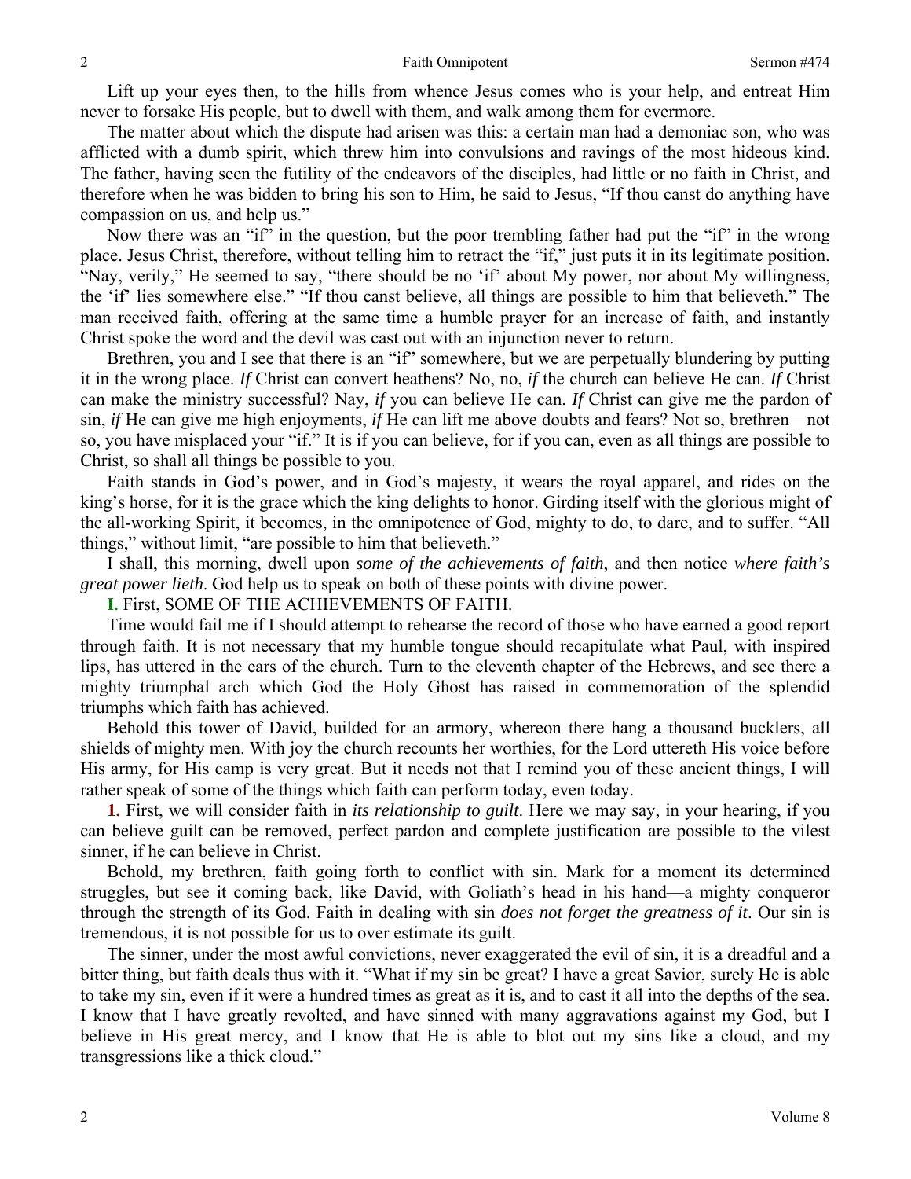Lift up your eyes then, to the hills from whence Jesus comes who is your help, and entreat Him never to forsake His people, but to dwell with them, and walk among them for evermore.

The matter about which the dispute had arisen was this: a certain man had a demoniac son, who was afflicted with a dumb spirit, which threw him into convulsions and ravings of the most hideous kind. The father, having seen the futility of the endeavors of the disciples, had little or no faith in Christ, and therefore when he was bidden to bring his son to Him, he said to Jesus, "If thou canst do anything have compassion on us, and help us."

Now there was an "if" in the question, but the poor trembling father had put the "if" in the wrong place. Jesus Christ, therefore, without telling him to retract the "if," just puts it in its legitimate position. "Nay, verily," He seemed to say, "there should be no 'if' about My power, nor about My willingness, the 'if' lies somewhere else." "If thou canst believe, all things are possible to him that believeth." The man received faith, offering at the same time a humble prayer for an increase of faith, and instantly Christ spoke the word and the devil was cast out with an injunction never to return.

Brethren, you and I see that there is an "if" somewhere, but we are perpetually blundering by putting it in the wrong place. *If* Christ can convert heathens? No, no, *if* the church can believe He can. *If* Christ can make the ministry successful? Nay, *if* you can believe He can. *If* Christ can give me the pardon of sin, *if* He can give me high enjoyments, *if* He can lift me above doubts and fears? Not so, brethren—not so, you have misplaced your "if." It is if you can believe, for if you can, even as all things are possible to Christ, so shall all things be possible to you.

Faith stands in God's power, and in God's majesty, it wears the royal apparel, and rides on the king's horse, for it is the grace which the king delights to honor. Girding itself with the glorious might of the all-working Spirit, it becomes, in the omnipotence of God, mighty to do, to dare, and to suffer. "All things," without limit, "are possible to him that believeth."

I shall, this morning, dwell upon *some of the achievements of faith*, and then notice *where faith's great power lieth*. God help us to speak on both of these points with divine power.

**I.** First, SOME OF THE ACHIEVEMENTS OF FAITH.

Time would fail me if I should attempt to rehearse the record of those who have earned a good report through faith. It is not necessary that my humble tongue should recapitulate what Paul, with inspired lips, has uttered in the ears of the church. Turn to the eleventh chapter of the Hebrews, and see there a mighty triumphal arch which God the Holy Ghost has raised in commemoration of the splendid triumphs which faith has achieved.

Behold this tower of David, builded for an armory, whereon there hang a thousand bucklers, all shields of mighty men. With joy the church recounts her worthies, for the Lord uttereth His voice before His army, for His camp is very great. But it needs not that I remind you of these ancient things, I will rather speak of some of the things which faith can perform today, even today.

**1.** First, we will consider faith in *its relationship to guilt*. Here we may say, in your hearing, if you can believe guilt can be removed, perfect pardon and complete justification are possible to the vilest sinner, if he can believe in Christ.

Behold, my brethren, faith going forth to conflict with sin. Mark for a moment its determined struggles, but see it coming back, like David, with Goliath's head in his hand—a mighty conqueror through the strength of its God. Faith in dealing with sin *does not forget the greatness of it*. Our sin is tremendous, it is not possible for us to over estimate its guilt.

The sinner, under the most awful convictions, never exaggerated the evil of sin, it is a dreadful and a bitter thing, but faith deals thus with it. "What if my sin be great? I have a great Savior, surely He is able to take my sin, even if it were a hundred times as great as it is, and to cast it all into the depths of the sea. I know that I have greatly revolted, and have sinned with many aggravations against my God, but I believe in His great mercy, and I know that He is able to blot out my sins like a cloud, and my transgressions like a thick cloud."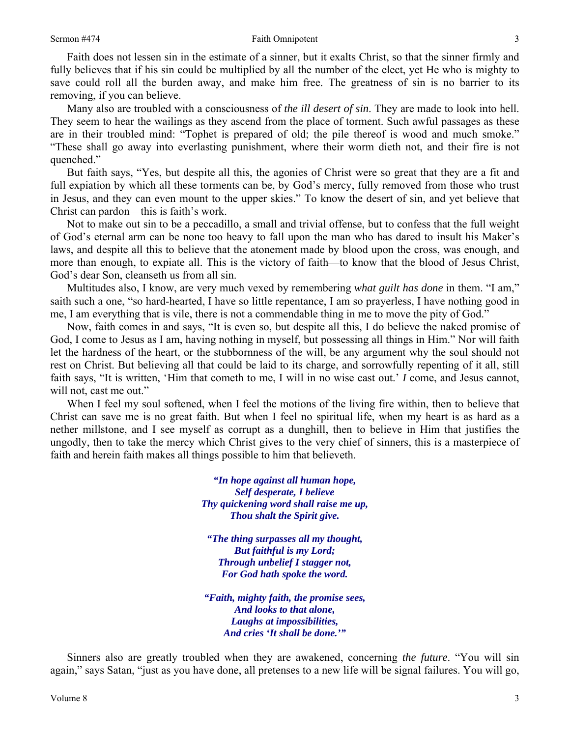Faith does not lessen sin in the estimate of a sinner, but it exalts Christ, so that the sinner firmly and fully believes that if his sin could be multiplied by all the number of the elect, yet He who is mighty to save could roll all the burden away, and make him free. The greatness of sin is no barrier to its removing, if you can believe.

Many also are troubled with a consciousness of *the ill desert of sin*. They are made to look into hell. They seem to hear the wailings as they ascend from the place of torment. Such awful passages as these are in their troubled mind: "Tophet is prepared of old; the pile thereof is wood and much smoke." "These shall go away into everlasting punishment, where their worm dieth not, and their fire is not quenched."

But faith says, "Yes, but despite all this, the agonies of Christ were so great that they are a fit and full expiation by which all these torments can be, by God's mercy, fully removed from those who trust in Jesus, and they can even mount to the upper skies." To know the desert of sin, and yet believe that Christ can pardon—this is faith's work.

Not to make out sin to be a peccadillo, a small and trivial offense, but to confess that the full weight of God's eternal arm can be none too heavy to fall upon the man who has dared to insult his Maker's laws, and despite all this to believe that the atonement made by blood upon the cross, was enough, and more than enough, to expiate all. This is the victory of faith—to know that the blood of Jesus Christ, God's dear Son, cleanseth us from all sin.

Multitudes also, I know, are very much vexed by remembering *what guilt has done* in them. "I am," saith such a one, "so hard-hearted, I have so little repentance, I am so prayerless, I have nothing good in me, I am everything that is vile, there is not a commendable thing in me to move the pity of God."

Now, faith comes in and says, "It is even so, but despite all this, I do believe the naked promise of God, I come to Jesus as I am, having nothing in myself, but possessing all things in Him." Nor will faith let the hardness of the heart, or the stubbornness of the will, be any argument why the soul should not rest on Christ. But believing all that could be laid to its charge, and sorrowfully repenting of it all, still faith says, "It is written, 'Him that cometh to me, I will in no wise cast out.' *I* come, and Jesus cannot, will not, cast me out."

When I feel my soul softened, when I feel the motions of the living fire within, then to believe that Christ can save me is no great faith. But when I feel no spiritual life, when my heart is as hard as a nether millstone, and I see myself as corrupt as a dunghill, then to believe in Him that justifies the ungodly, then to take the mercy which Christ gives to the very chief of sinners, this is a masterpiece of faith and herein faith makes all things possible to him that believeth.

> ***"In hope against all human hope,***
> ***Self desperate, I believe***
> ***Thy quickening word shall raise me up,***
> ***Thou shalt the Spirit give.***
>
> ***"The thing surpasses all my thought,***
> ***But faithful is my Lord;***
> ***Through unbelief I stagger not,***
> ***For God hath spoke the word.***
>
> ***"Faith, mighty faith, the promise sees,***
> ***And looks to that alone,***
> ***Laughs at impossibilities,***
> ***And cries 'It shall be done.'"***

Sinners also are greatly troubled when they are awakened, concerning *the future*. "You will sin again," says Satan, "just as you have done, all pretenses to a new life will be signal failures. You will go,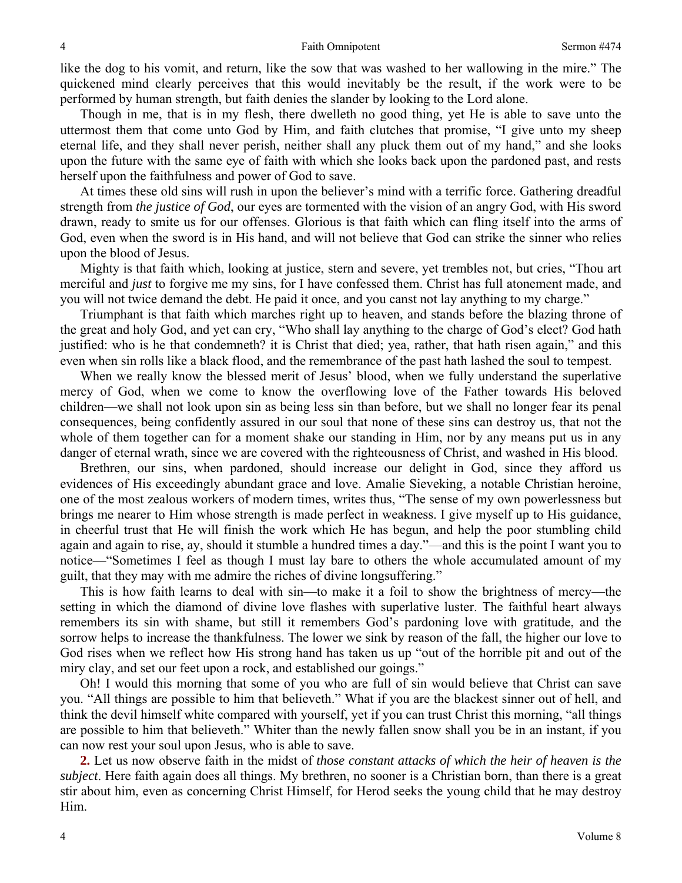like the dog to his vomit, and return, like the sow that was washed to her wallowing in the mire." The quickened mind clearly perceives that this would inevitably be the result, if the work were to be performed by human strength, but faith denies the slander by looking to the Lord alone.

Though in me, that is in my flesh, there dwelleth no good thing, yet He is able to save unto the uttermost them that come unto God by Him, and faith clutches that promise, "I give unto my sheep eternal life, and they shall never perish, neither shall any pluck them out of my hand," and she looks upon the future with the same eye of faith with which she looks back upon the pardoned past, and rests herself upon the faithfulness and power of God to save.

At times these old sins will rush in upon the believer's mind with a terrific force. Gathering dreadful strength from *the justice of God*, our eyes are tormented with the vision of an angry God, with His sword drawn, ready to smite us for our offenses. Glorious is that faith which can fling itself into the arms of God, even when the sword is in His hand, and will not believe that God can strike the sinner who relies upon the blood of Jesus.

Mighty is that faith which, looking at justice, stern and severe, yet trembles not, but cries, "Thou art merciful and *just* to forgive me my sins, for I have confessed them. Christ has full atonement made, and you will not twice demand the debt. He paid it once, and you canst not lay anything to my charge."

Triumphant is that faith which marches right up to heaven, and stands before the blazing throne of the great and holy God, and yet can cry, "Who shall lay anything to the charge of God's elect? God hath justified: who is he that condemneth? it is Christ that died; yea, rather, that hath risen again," and this even when sin rolls like a black flood, and the remembrance of the past hath lashed the soul to tempest.

When we really know the blessed merit of Jesus' blood, when we fully understand the superlative mercy of God, when we come to know the overflowing love of the Father towards His beloved children—we shall not look upon sin as being less sin than before, but we shall no longer fear its penal consequences, being confidently assured in our soul that none of these sins can destroy us, that not the whole of them together can for a moment shake our standing in Him, nor by any means put us in any danger of eternal wrath, since we are covered with the righteousness of Christ, and washed in His blood.

Brethren, our sins, when pardoned, should increase our delight in God, since they afford us evidences of His exceedingly abundant grace and love. Amalie Sieveking, a notable Christian heroine, one of the most zealous workers of modern times, writes thus, "The sense of my own powerlessness but brings me nearer to Him whose strength is made perfect in weakness. I give myself up to His guidance, in cheerful trust that He will finish the work which He has begun, and help the poor stumbling child again and again to rise, ay, should it stumble a hundred times a day."—and this is the point I want you to notice—"Sometimes I feel as though I must lay bare to others the whole accumulated amount of my guilt, that they may with me admire the riches of divine longsuffering."

This is how faith learns to deal with sin—to make it a foil to show the brightness of mercy—the setting in which the diamond of divine love flashes with superlative luster. The faithful heart always remembers its sin with shame, but still it remembers God's pardoning love with gratitude, and the sorrow helps to increase the thankfulness. The lower we sink by reason of the fall, the higher our love to God rises when we reflect how His strong hand has taken us up "out of the horrible pit and out of the miry clay, and set our feet upon a rock, and established our goings."

Oh! I would this morning that some of you who are full of sin would believe that Christ can save you. "All things are possible to him that believeth." What if you are the blackest sinner out of hell, and think the devil himself white compared with yourself, yet if you can trust Christ this morning, "all things are possible to him that believeth." Whiter than the newly fallen snow shall you be in an instant, if you can now rest your soul upon Jesus, who is able to save.

**2.** Let us now observe faith in the midst of *those constant attacks of which the heir of heaven is the subject*. Here faith again does all things. My brethren, no sooner is a Christian born, than there is a great stir about him, even as concerning Christ Himself, for Herod seeks the young child that he may destroy Him.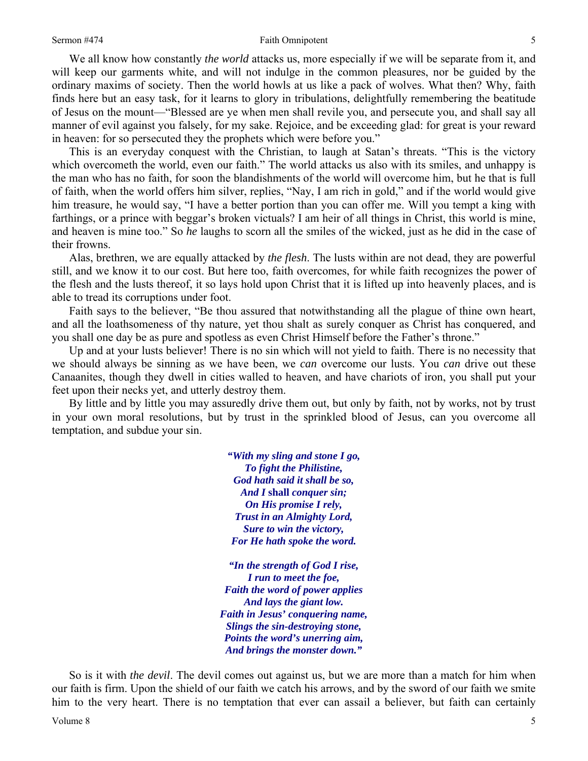We all know how constantly *the world* attacks us, more especially if we will be separate from it, and will keep our garments white, and will not indulge in the common pleasures, nor be guided by the ordinary maxims of society. Then the world howls at us like a pack of wolves. What then? Why, faith finds here but an easy task, for it learns to glory in tribulations, delightfully remembering the beatitude of Jesus on the mount—"Blessed are ye when men shall revile you, and persecute you, and shall say all manner of evil against you falsely, for my sake. Rejoice, and be exceeding glad: for great is your reward in heaven: for so persecuted they the prophets which were before you."

This is an everyday conquest with the Christian, to laugh at Satan's threats. "This is the victory which overcometh the world, even our faith." The world attacks us also with its smiles, and unhappy is the man who has no faith, for soon the blandishments of the world will overcome him, but he that is full of faith, when the world offers him silver, replies, "Nay, I am rich in gold," and if the world would give him treasure, he would say, "I have a better portion than you can offer me. Will you tempt a king with farthings, or a prince with beggar's broken victuals? I am heir of all things in Christ, this world is mine, and heaven is mine too." So *he* laughs to scorn all the smiles of the wicked, just as he did in the case of their frowns.

Alas, brethren, we are equally attacked by *the flesh*. The lusts within are not dead, they are powerful still, and we know it to our cost. But here too, faith overcomes, for while faith recognizes the power of the flesh and the lusts thereof, it so lays hold upon Christ that it is lifted up into heavenly places, and is able to tread its corruptions under foot.

Faith says to the believer, "Be thou assured that notwithstanding all the plague of thine own heart, and all the loathsomeness of thy nature, yet thou shalt as surely conquer as Christ has conquered, and you shall one day be as pure and spotless as even Christ Himself before the Father's throne."

Up and at your lusts believer! There is no sin which will not yield to faith. There is no necessity that we should always be sinning as we have been, we *can* overcome our lusts. You *can* drive out these Canaanites, though they dwell in cities walled to heaven, and have chariots of iron, you shall put your feet upon their necks yet, and utterly destroy them.

By little and by little you may assuredly drive them out, but only by faith, not by works, not by trust in your own moral resolutions, but by trust in the sprinkled blood of Jesus, can you overcome all temptation, and subdue your sin.

> ***"With my sling and stone I go,***
> ***To fight the Philistine,***
> ***God hath said it shall be so,***
> ***And I* shall *conquer sin;***
> ***On His promise I rely,***
> ***Trust in an Almighty Lord,***
> ***Sure to win the victory,***
> ***For He hath spoke the word.***
>
> ***"In the strength of God I rise,***
> ***I run to meet the foe,***
> ***Faith the word of power applies***
> ***And lays the giant low.***
> ***Faith in Jesus' conquering name,***
> ***Slings the sin-destroying stone,***
> ***Points the word's unerring aim,***
> ***And brings the monster down."***

So is it with *the devil*. The devil comes out against us, but we are more than a match for him when our faith is firm. Upon the shield of our faith we catch his arrows, and by the sword of our faith we smite him to the very heart. There is no temptation that ever can assail a believer, but faith can certainly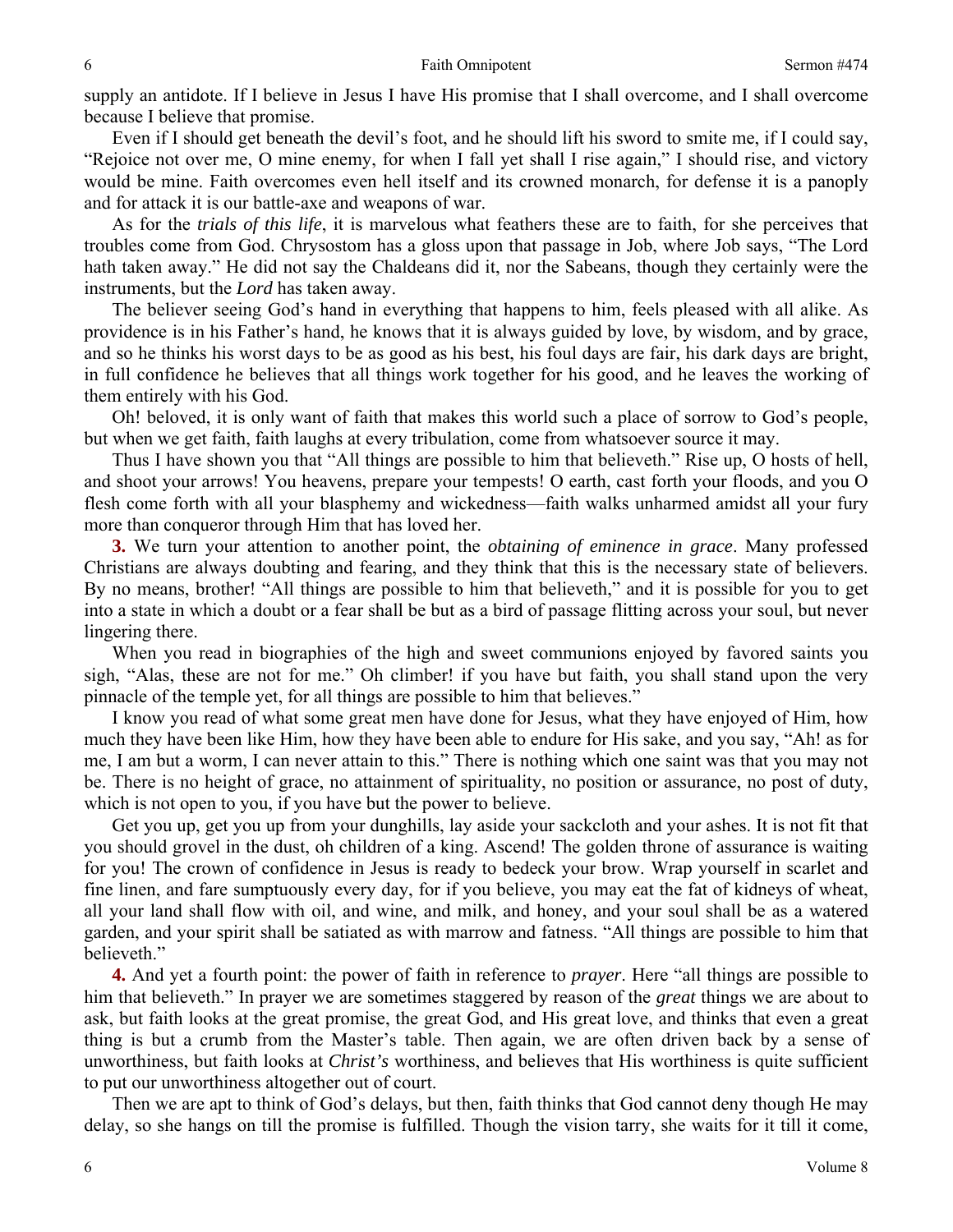supply an antidote. If I believe in Jesus I have His promise that I shall overcome, and I shall overcome because I believe that promise.

Even if I should get beneath the devil's foot, and he should lift his sword to smite me, if I could say, "Rejoice not over me, O mine enemy, for when I fall yet shall I rise again," I should rise, and victory would be mine. Faith overcomes even hell itself and its crowned monarch, for defense it is a panoply and for attack it is our battle-axe and weapons of war.

As for the *trials of this life*, it is marvelous what feathers these are to faith, for she perceives that troubles come from God. Chrysostom has a gloss upon that passage in Job, where Job says, "The Lord hath taken away." He did not say the Chaldeans did it, nor the Sabeans, though they certainly were the instruments, but the *Lord* has taken away.

The believer seeing God's hand in everything that happens to him, feels pleased with all alike. As providence is in his Father's hand, he knows that it is always guided by love, by wisdom, and by grace, and so he thinks his worst days to be as good as his best, his foul days are fair, his dark days are bright, in full confidence he believes that all things work together for his good, and he leaves the working of them entirely with his God.

Oh! beloved, it is only want of faith that makes this world such a place of sorrow to God's people, but when we get faith, faith laughs at every tribulation, come from whatsoever source it may.

Thus I have shown you that "All things are possible to him that believeth." Rise up, O hosts of hell, and shoot your arrows! You heavens, prepare your tempests! O earth, cast forth your floods, and you O flesh come forth with all your blasphemy and wickedness—faith walks unharmed amidst all your fury more than conqueror through Him that has loved her.

**3.** We turn your attention to another point, the *obtaining of eminence in grace*. Many professed Christians are always doubting and fearing, and they think that this is the necessary state of believers. By no means, brother! "All things are possible to him that believeth," and it is possible for you to get into a state in which a doubt or a fear shall be but as a bird of passage flitting across your soul, but never lingering there.

When you read in biographies of the high and sweet communions enjoyed by favored saints you sigh, "Alas, these are not for me." Oh climber! if you have but faith, you shall stand upon the very pinnacle of the temple yet, for all things are possible to him that believes."

I know you read of what some great men have done for Jesus, what they have enjoyed of Him, how much they have been like Him, how they have been able to endure for His sake, and you say, "Ah! as for me, I am but a worm, I can never attain to this." There is nothing which one saint was that you may not be. There is no height of grace, no attainment of spirituality, no position or assurance, no post of duty, which is not open to you, if you have but the power to believe.

Get you up, get you up from your dunghills, lay aside your sackcloth and your ashes. It is not fit that you should grovel in the dust, oh children of a king. Ascend! The golden throne of assurance is waiting for you! The crown of confidence in Jesus is ready to bedeck your brow. Wrap yourself in scarlet and fine linen, and fare sumptuously every day, for if you believe, you may eat the fat of kidneys of wheat, all your land shall flow with oil, and wine, and milk, and honey, and your soul shall be as a watered garden, and your spirit shall be satiated as with marrow and fatness. "All things are possible to him that believeth."

**4.** And yet a fourth point: the power of faith in reference to *prayer*. Here "all things are possible to him that believeth." In prayer we are sometimes staggered by reason of the *great* things we are about to ask, but faith looks at the great promise, the great God, and His great love, and thinks that even a great thing is but a crumb from the Master's table. Then again, we are often driven back by a sense of unworthiness, but faith looks at *Christ's* worthiness, and believes that His worthiness is quite sufficient to put our unworthiness altogether out of court.

Then we are apt to think of God's delays, but then, faith thinks that God cannot deny though He may delay, so she hangs on till the promise is fulfilled. Though the vision tarry, she waits for it till it come,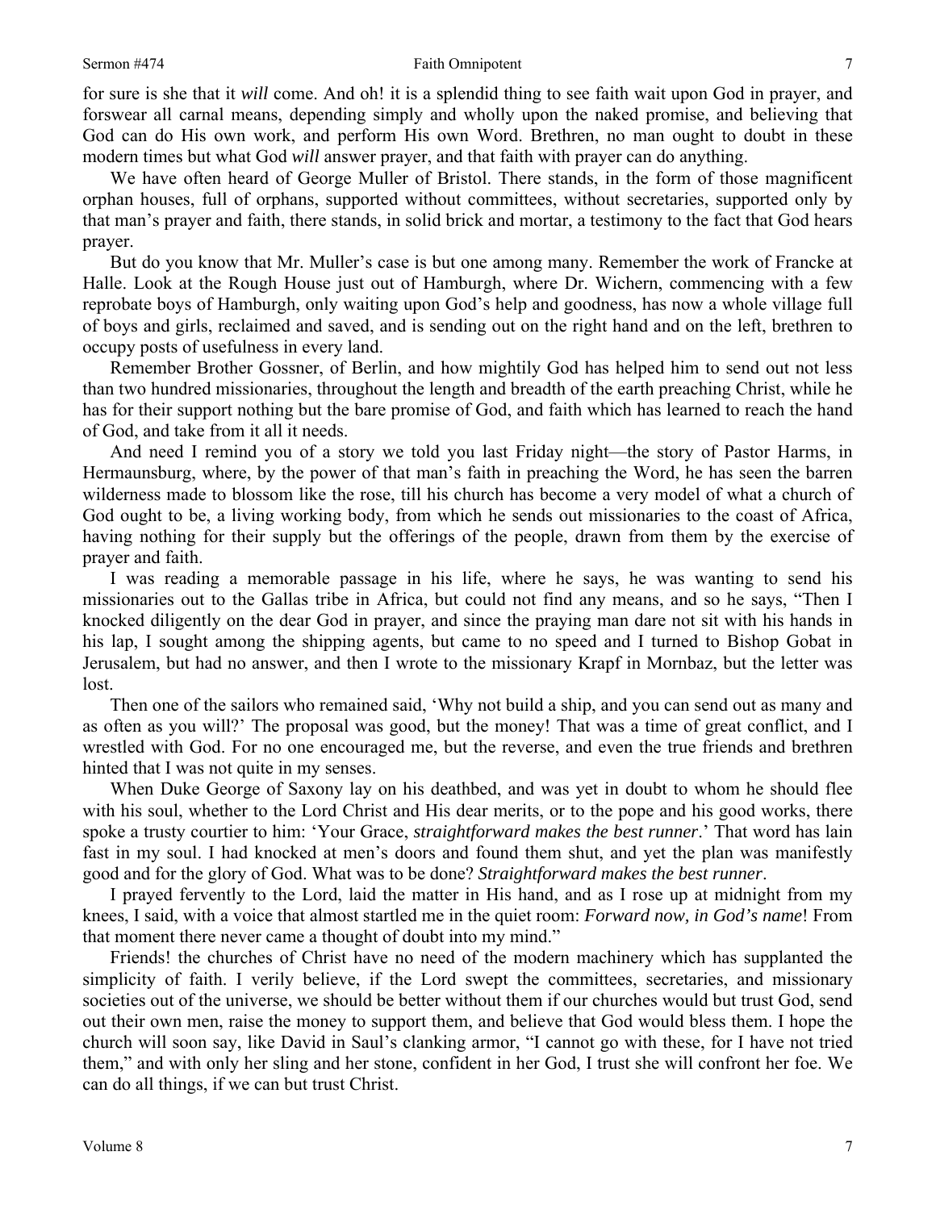for sure is she that it *will* come. And oh! it is a splendid thing to see faith wait upon God in prayer, and forswear all carnal means, depending simply and wholly upon the naked promise, and believing that God can do His own work, and perform His own Word. Brethren, no man ought to doubt in these modern times but what God *will* answer prayer, and that faith with prayer can do anything.

We have often heard of George Muller of Bristol. There stands, in the form of those magnificent orphan houses, full of orphans, supported without committees, without secretaries, supported only by that man's prayer and faith, there stands, in solid brick and mortar, a testimony to the fact that God hears prayer.

But do you know that Mr. Muller's case is but one among many. Remember the work of Francke at Halle. Look at the Rough House just out of Hamburgh, where Dr. Wichern, commencing with a few reprobate boys of Hamburgh, only waiting upon God's help and goodness, has now a whole village full of boys and girls, reclaimed and saved, and is sending out on the right hand and on the left, brethren to occupy posts of usefulness in every land.

Remember Brother Gossner, of Berlin, and how mightily God has helped him to send out not less than two hundred missionaries, throughout the length and breadth of the earth preaching Christ, while he has for their support nothing but the bare promise of God, and faith which has learned to reach the hand of God, and take from it all it needs.

And need I remind you of a story we told you last Friday night—the story of Pastor Harms, in Hermaunsburg, where, by the power of that man's faith in preaching the Word, he has seen the barren wilderness made to blossom like the rose, till his church has become a very model of what a church of God ought to be, a living working body, from which he sends out missionaries to the coast of Africa, having nothing for their supply but the offerings of the people, drawn from them by the exercise of prayer and faith.

I was reading a memorable passage in his life, where he says, he was wanting to send his missionaries out to the Gallas tribe in Africa, but could not find any means, and so he says, "Then I knocked diligently on the dear God in prayer, and since the praying man dare not sit with his hands in his lap, I sought among the shipping agents, but came to no speed and I turned to Bishop Gobat in Jerusalem, but had no answer, and then I wrote to the missionary Krapf in Mornbaz, but the letter was lost.

Then one of the sailors who remained said, 'Why not build a ship, and you can send out as many and as often as you will?' The proposal was good, but the money! That was a time of great conflict, and I wrestled with God. For no one encouraged me, but the reverse, and even the true friends and brethren hinted that I was not quite in my senses.

When Duke George of Saxony lay on his deathbed, and was yet in doubt to whom he should flee with his soul, whether to the Lord Christ and His dear merits, or to the pope and his good works, there spoke a trusty courtier to him: 'Your Grace, *straightforward makes the best runner*.' That word has lain fast in my soul. I had knocked at men's doors and found them shut, and yet the plan was manifestly good and for the glory of God. What was to be done? *Straightforward makes the best runner*.

I prayed fervently to the Lord, laid the matter in His hand, and as I rose up at midnight from my knees, I said, with a voice that almost startled me in the quiet room: *Forward now, in God's name*! From that moment there never came a thought of doubt into my mind."

Friends! the churches of Christ have no need of the modern machinery which has supplanted the simplicity of faith. I verily believe, if the Lord swept the committees, secretaries, and missionary societies out of the universe, we should be better without them if our churches would but trust God, send out their own men, raise the money to support them, and believe that God would bless them. I hope the church will soon say, like David in Saul's clanking armor, "I cannot go with these, for I have not tried them," and with only her sling and her stone, confident in her God, I trust she will confront her foe. We can do all things, if we can but trust Christ.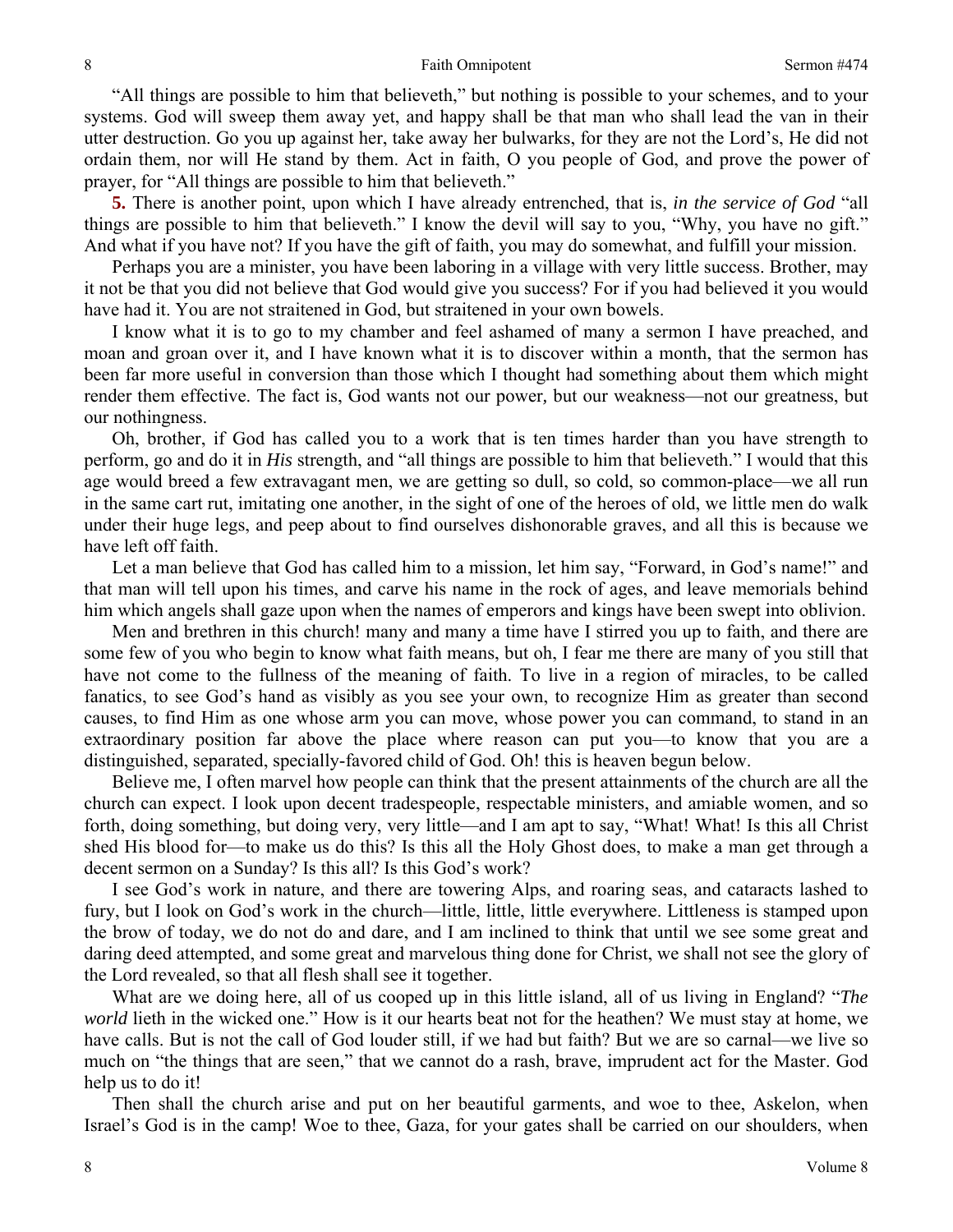"All things are possible to him that believeth," but nothing is possible to your schemes, and to your systems. God will sweep them away yet, and happy shall be that man who shall lead the van in their utter destruction. Go you up against her, take away her bulwarks, for they are not the Lord's, He did not ordain them, nor will He stand by them. Act in faith, O you people of God, and prove the power of prayer, for "All things are possible to him that believeth."

**5.** There is another point, upon which I have already entrenched, that is, *in the service of God* "all things are possible to him that believeth." I know the devil will say to you, "Why, you have no gift." And what if you have not? If you have the gift of faith, you may do somewhat, and fulfill your mission.

Perhaps you are a minister, you have been laboring in a village with very little success. Brother, may it not be that you did not believe that God would give you success? For if you had believed it you would have had it. You are not straitened in God, but straitened in your own bowels.

I know what it is to go to my chamber and feel ashamed of many a sermon I have preached, and moan and groan over it, and I have known what it is to discover within a month, that the sermon has been far more useful in conversion than those which I thought had something about them which might render them effective. The fact is, God wants not our power, but our weakness—not our greatness, but our nothingness.

Oh, brother, if God has called you to a work that is ten times harder than you have strength to perform, go and do it in *His* strength, and "all things are possible to him that believeth." I would that this age would breed a few extravagant men, we are getting so dull, so cold, so common-place—we all run in the same cart rut, imitating one another, in the sight of one of the heroes of old, we little men do walk under their huge legs, and peep about to find ourselves dishonorable graves, and all this is because we have left off faith.

Let a man believe that God has called him to a mission, let him say, "Forward, in God's name!" and that man will tell upon his times, and carve his name in the rock of ages, and leave memorials behind him which angels shall gaze upon when the names of emperors and kings have been swept into oblivion.

Men and brethren in this church! many and many a time have I stirred you up to faith, and there are some few of you who begin to know what faith means, but oh, I fear me there are many of you still that have not come to the fullness of the meaning of faith. To live in a region of miracles, to be called fanatics, to see God's hand as visibly as you see your own, to recognize Him as greater than second causes, to find Him as one whose arm you can move, whose power you can command, to stand in an extraordinary position far above the place where reason can put you—to know that you are a distinguished, separated, specially-favored child of God. Oh! this is heaven begun below.

Believe me, I often marvel how people can think that the present attainments of the church are all the church can expect. I look upon decent tradespeople, respectable ministers, and amiable women, and so forth, doing something, but doing very, very little—and I am apt to say, "What! What! Is this all Christ shed His blood for—to make us do this? Is this all the Holy Ghost does, to make a man get through a decent sermon on a Sunday? Is this all? Is this God's work?

I see God's work in nature, and there are towering Alps, and roaring seas, and cataracts lashed to fury, but I look on God's work in the church—little, little, little everywhere. Littleness is stamped upon the brow of today, we do not do and dare, and I am inclined to think that until we see some great and daring deed attempted, and some great and marvelous thing done for Christ, we shall not see the glory of the Lord revealed, so that all flesh shall see it together.

What are we doing here, all of us cooped up in this little island, all of us living in England? "*The world* lieth in the wicked one." How is it our hearts beat not for the heathen? We must stay at home, we have calls. But is not the call of God louder still, if we had but faith? But we are so carnal—we live so much on "the things that are seen," that we cannot do a rash, brave, imprudent act for the Master. God help us to do it!

Then shall the church arise and put on her beautiful garments, and woe to thee, Askelon, when Israel's God is in the camp! Woe to thee, Gaza, for your gates shall be carried on our shoulders, when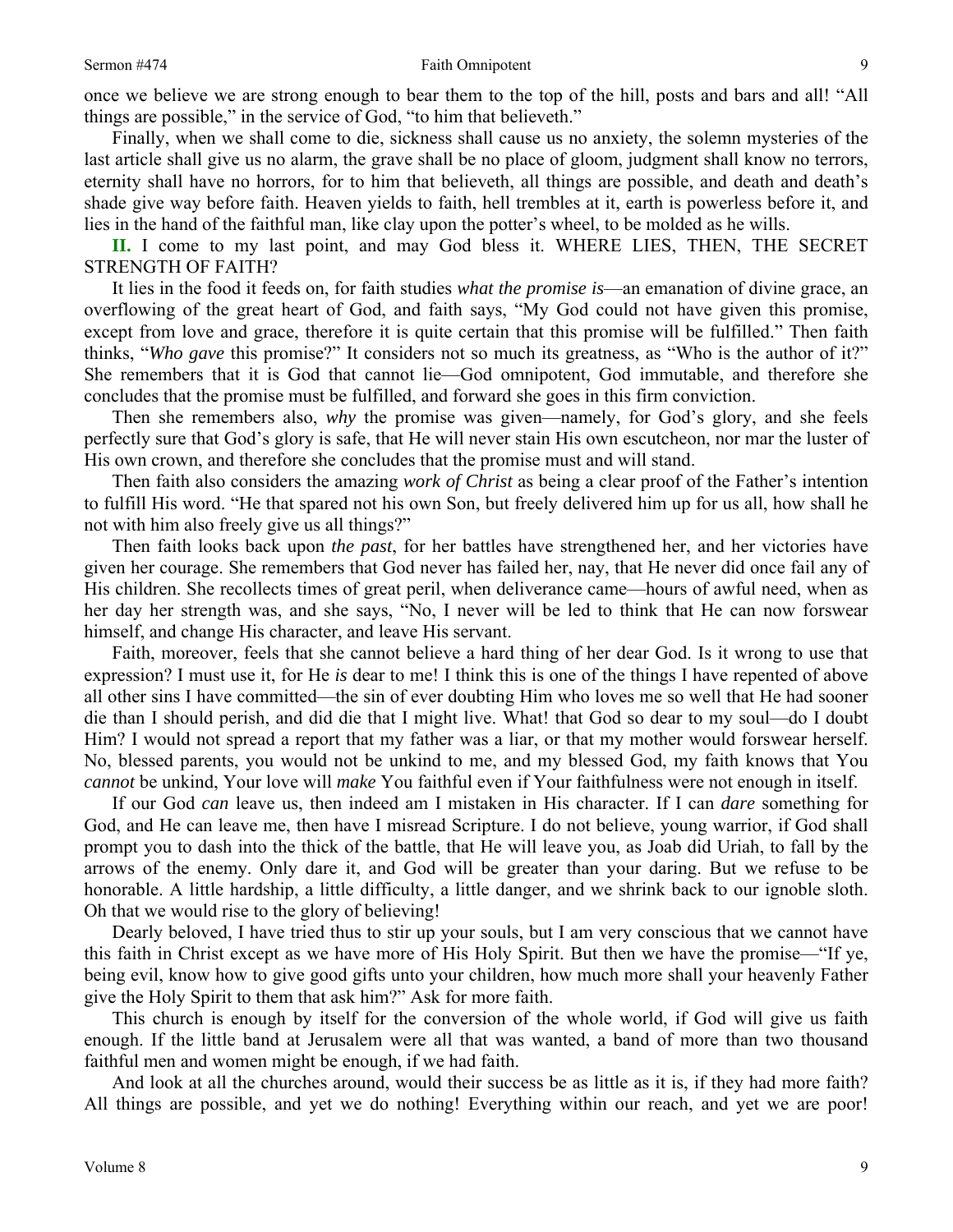once we believe we are strong enough to bear them to the top of the hill, posts and bars and all! "All things are possible," in the service of God, "to him that believeth."

Finally, when we shall come to die, sickness shall cause us no anxiety, the solemn mysteries of the last article shall give us no alarm, the grave shall be no place of gloom, judgment shall know no terrors, eternity shall have no horrors, for to him that believeth, all things are possible, and death and death's shade give way before faith. Heaven yields to faith, hell trembles at it, earth is powerless before it, and lies in the hand of the faithful man, like clay upon the potter's wheel, to be molded as he wills.

**II.** I come to my last point, and may God bless it. WHERE LIES, THEN, THE SECRET STRENGTH OF FAITH?

It lies in the food it feeds on, for faith studies *what the promise is*—an emanation of divine grace, an overflowing of the great heart of God, and faith says, "My God could not have given this promise, except from love and grace, therefore it is quite certain that this promise will be fulfilled." Then faith thinks, "*Who gave* this promise?" It considers not so much its greatness, as "Who is the author of it?" She remembers that it is God that cannot lie—God omnipotent, God immutable, and therefore she concludes that the promise must be fulfilled, and forward she goes in this firm conviction.

Then she remembers also, *why* the promise was given—namely, for God's glory, and she feels perfectly sure that God's glory is safe, that He will never stain His own escutcheon, nor mar the luster of His own crown, and therefore she concludes that the promise must and will stand.

Then faith also considers the amazing *work of Christ* as being a clear proof of the Father's intention to fulfill His word. "He that spared not his own Son, but freely delivered him up for us all, how shall he not with him also freely give us all things?"

Then faith looks back upon *the past*, for her battles have strengthened her, and her victories have given her courage. She remembers that God never has failed her, nay, that He never did once fail any of His children. She recollects times of great peril, when deliverance came—hours of awful need, when as her day her strength was, and she says, "No, I never will be led to think that He can now forswear himself, and change His character, and leave His servant.

Faith, moreover, feels that she cannot believe a hard thing of her dear God. Is it wrong to use that expression? I must use it, for He *is* dear to me! I think this is one of the things I have repented of above all other sins I have committed—the sin of ever doubting Him who loves me so well that He had sooner die than I should perish, and did die that I might live. What! that God so dear to my soul—do I doubt Him? I would not spread a report that my father was a liar, or that my mother would forswear herself. No, blessed parents, you would not be unkind to me, and my blessed God, my faith knows that You *cannot* be unkind, Your love will *make* You faithful even if Your faithfulness were not enough in itself.

If our God *can* leave us, then indeed am I mistaken in His character. If I can *dare* something for God, and He can leave me, then have I misread Scripture. I do not believe, young warrior, if God shall prompt you to dash into the thick of the battle, that He will leave you, as Joab did Uriah, to fall by the arrows of the enemy. Only dare it, and God will be greater than your daring. But we refuse to be honorable. A little hardship, a little difficulty, a little danger, and we shrink back to our ignoble sloth. Oh that we would rise to the glory of believing!

Dearly beloved, I have tried thus to stir up your souls, but I am very conscious that we cannot have this faith in Christ except as we have more of His Holy Spirit. But then we have the promise—"If ye, being evil, know how to give good gifts unto your children, how much more shall your heavenly Father give the Holy Spirit to them that ask him?" Ask for more faith.

This church is enough by itself for the conversion of the whole world, if God will give us faith enough. If the little band at Jerusalem were all that was wanted, a band of more than two thousand faithful men and women might be enough, if we had faith.

And look at all the churches around, would their success be as little as it is, if they had more faith? All things are possible, and yet we do nothing! Everything within our reach, and yet we are poor!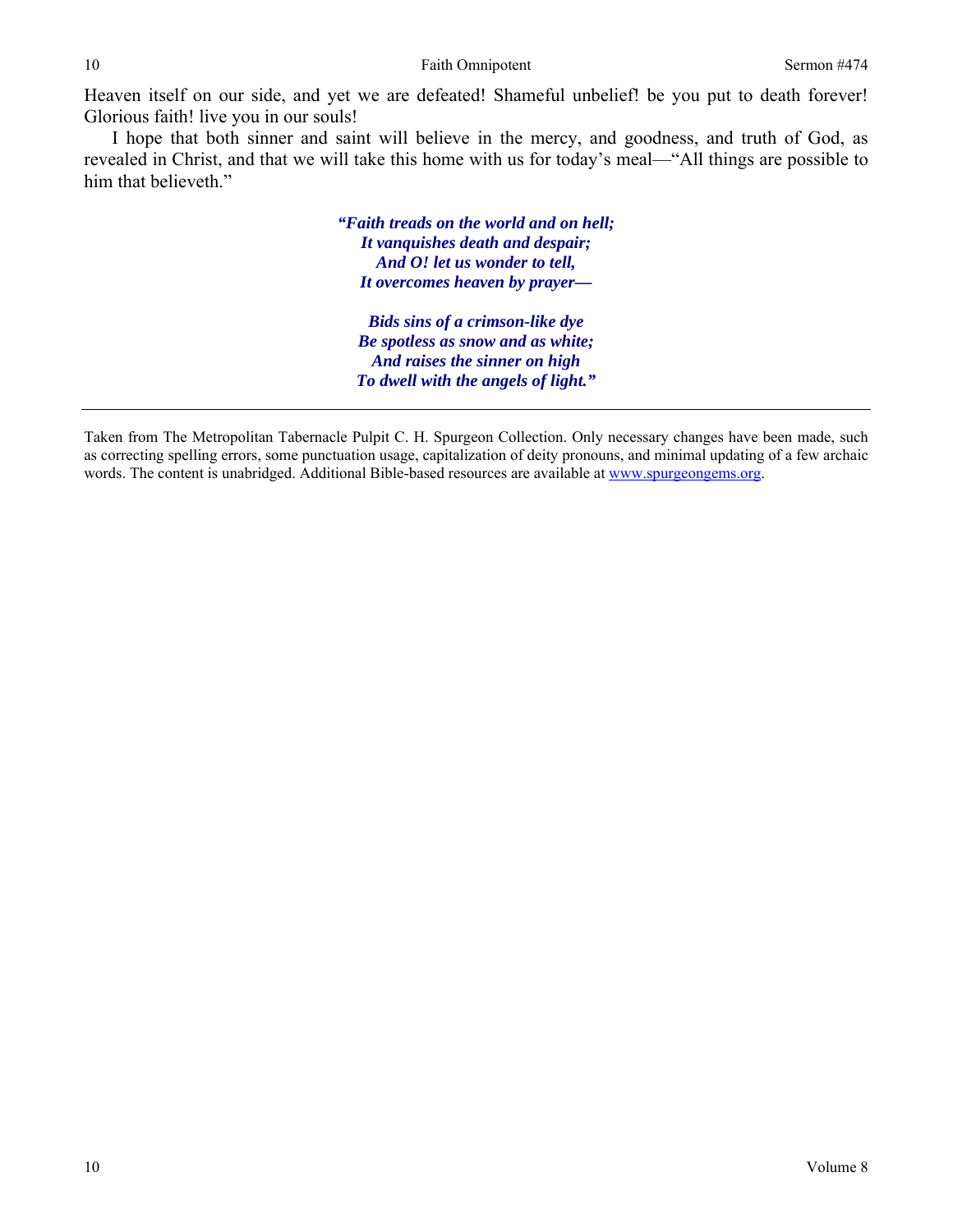Heaven itself on our side, and yet we are defeated! Shameful unbelief! be you put to death forever! Glorious faith! live you in our souls!

I hope that both sinner and saint will believe in the mercy, and goodness, and truth of God, as revealed in Christ, and that we will take this home with us for today's meal—"All things are possible to him that believeth."

***"Faith treads on the world and on hell;  
It vanquishes death and despair;  
And O! let us wonder to tell,  
It overcomes heaven by prayer—***

***Bids sins of a crimson-like dye  
Be spotless as snow and as white;  
And raises the sinner on high  
To dwell with the angels of light."***

---

Taken from The Metropolitan Tabernacle Pulpit C. H. Spurgeon Collection. Only necessary changes have been made, such as correcting spelling errors, some punctuation usage, capitalization of deity pronouns, and minimal updating of a few archaic words. The content is unabridged. Additional Bible-based resources are available at www.spurgeongems.org.